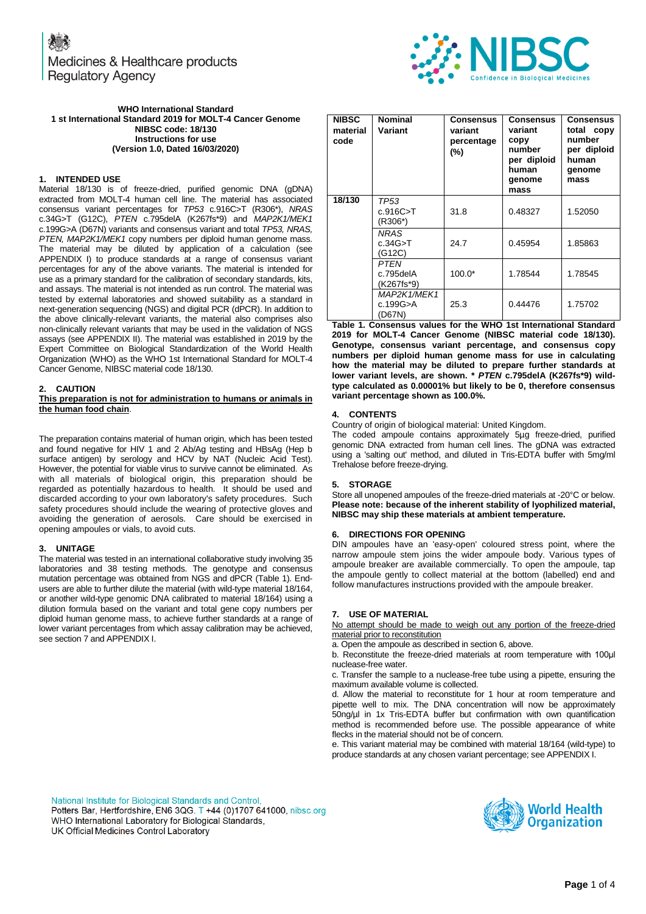Medicines & Healthcare products Regulatory Agency

NIBSC Confidence in Biological Medicines

**WHO International Standard**
**1 st International Standard 2019 for MOLT-4 Cancer Genome**
**NIBSC code: 18/130**
**Instructions for use**
**(Version 1.0, Dated 16/03/2020)**

## 1. INTENDED USE

Material 18/130 is of freeze-dried, purified genomic DNA (gDNA) extracted from MOLT-4 human cell line. The material has associated consensus variant percentages for *TP53* c.916C>T (R306*), *NRAS* c.34G>T (G12C), *PTEN* c.795delA (K267fs*9) and *MAP2K1/MEK1* c.199G>A (D67N) variants and consensus variant and total *TP53, NRAS, PTEN, MAP2K1/MEK1* copy numbers per diploid human genome mass. The material may be diluted by application of a calculation (see APPENDIX I) to produce standards at a range of consensus variant percentages for any of the above variants. The material is intended for use as a primary standard for the calibration of secondary standards, kits, and assays. The material is not intended as run control. The material was tested by external laboratories and showed suitability as a standard in next-generation sequencing (NGS) and digital PCR (dPCR). In addition to the above clinically-relevant variants, the material also comprises also non-clinically relevant variants that may be used in the validation of NGS assays (see APPENDIX II). The material was established in 2019 by the Expert Committee on Biological Standardization of the World Health Organization (WHO) as the WHO 1st International Standard for MOLT-4 Cancer Genome, NIBSC material code 18/130.

## 2. CAUTION

<u>**This preparation is not for administration to humans or animals in the human food chain**</u>.

The preparation contains material of human origin, which has been tested and found negative for HIV 1 and 2 Ab/Ag testing and HBsAg (Hep b surface antigen) by serology and HCV by NAT (Nucleic Acid Test). However, the potential for viable virus to survive cannot be eliminated. As with all materials of biological origin, this preparation should be regarded as potentially hazardous to health. It should be used and discarded according to your own laboratory's safety procedures. Such safety procedures should include the wearing of protective gloves and avoiding the generation of aerosols. Care should be exercised in opening ampoules or vials, to avoid cuts.

## 3. UNITAGE

The material was tested in an international collaborative study involving 35 laboratories and 38 testing methods. The genotype and consensus mutation percentage was obtained from NGS and dPCR (Table 1). End-users are able to further dilute the material (with wild-type material 18/164, or another wild-type genomic DNA calibrated to material 18/164) using a dilution formula based on the variant and total gene copy numbers per diploid human genome mass, to achieve further standards at a range of lower variant percentages from which assay calibration may be achieved, see section 7 and APPENDIX I.

| NIBSC material code | Nominal Variant | Consensus variant percentage (%) | Consensus variant copy number per diploid human genome mass | Consensus total copy number per diploid human genome mass |
|---|---|---|---|---|
| 18/130 | *TP53* c.916C>T (R306*) | 31.8 | 0.48327 | 1.52050 |
| | *NRAS* c.34G>T (G12C) | 24.7 | 0.45954 | 1.85863 |
| | *PTEN* c.795delA (K267fs*9) | 100.0* | 1.78544 | 1.78545 |
| | *MAP2K1/MEK1* c.199G>A (D67N) | 25.3 | 0.44476 | 1.75702 |

**Table 1. Consensus values for the WHO 1st International Standard 2019 for MOLT-4 Cancer Genome (NIBSC material code 18/130). Genotype, consensus variant percentage, and consensus copy numbers per diploid human genome mass for use in calculating how the material may be diluted to prepare further standards at lower variant levels, are shown. * *PTEN* c.795delA (K267fs*9) wild-type calculated as 0.00001% but likely to be 0, therefore consensus variant percentage shown as 100.0%.**

## 4. CONTENTS

Country of origin of biological material: United Kingdom.
The coded ampoule contains approximately 5µg freeze-dried, purified genomic DNA extracted from human cell lines. The gDNA was extracted using a 'salting out' method, and diluted in Tris-EDTA buffer with 5mg/ml Trehalose before freeze-drying.

## 5. STORAGE

Store all unopened ampoules of the freeze-dried materials at -20°C or below.
**Please note: because of the inherent stability of lyophilized material, NIBSC may ship these materials at ambient temperature.**

## 6. DIRECTIONS FOR OPENING

DIN ampoules have an 'easy-open' coloured stress point, where the narrow ampoule stem joins the wider ampoule body. Various types of ampoule breaker are available commercially. To open the ampoule, tap the ampoule gently to collect material at the bottom (labelled) end and follow manufactures instructions provided with the ampoule breaker.

## 7. USE OF MATERIAL

<u>No attempt should be made to weigh out any portion of the freeze-dried material prior to reconstitution</u>

a. Open the ampoule as described in section 6, above.

b. Reconstitute the freeze-dried materials at room temperature with 100µl nuclease-free water.

c. Transfer the sample to a nuclease-free tube using a pipette, ensuring the maximum available volume is collected.

d. Allow the material to reconstitute for 1 hour at room temperature and pipette well to mix. The DNA concentration will now be approximately 50ng/µl in 1x Tris-EDTA buffer but confirmation with own quantification method is recommended before use. The possible appearance of white flecks in the material should not be of concern.

e. This variant material may be combined with material 18/164 (wild-type) to produce standards at any chosen variant percentage; see APPENDIX I.

National Institute for Biological Standards and Control,
Potters Bar, Hertfordshire, EN6 3QG. T +44 (0)1707 641000, nibsc.org
WHO International Laboratory for Biological Standards,
UK Official Medicines Control Laboratory

World Health Organization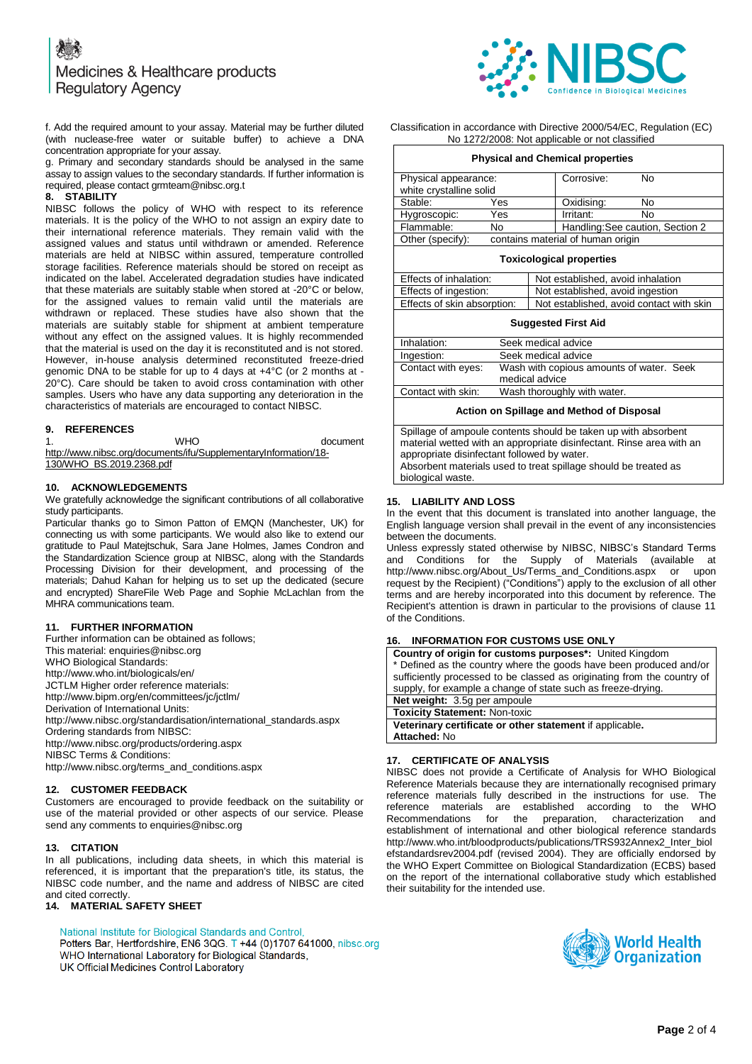f. Add the required amount to your assay. Material may be further diluted (with nuclease-free water or suitable buffer) to achieve a DNA concentration appropriate for your assay.

g. Primary and secondary standards should be analysed in the same assay to assign values to the secondary standards. If further information is required, please contact grmteam@nibsc.org.t

## 8. STABILITY

NIBSC follows the policy of WHO with respect to its reference materials. It is the policy of the WHO to not assign an expiry date to their international reference materials. They remain valid with the assigned values and status until withdrawn or amended. Reference materials are held at NIBSC within assured, temperature controlled storage facilities. Reference materials should be stored on receipt as indicated on the label. Accelerated degradation studies have indicated that these materials are suitably stable when stored at -20°C or below, for the assigned values to remain valid until the materials are withdrawn or replaced. These studies have also shown that the materials are suitably stable for shipment at ambient temperature without any effect on the assigned values. It is highly recommended that the material is used on the day it is reconstituted and is not stored. However, in-house analysis determined reconstituted freeze-dried genomic DNA to be stable for up to 4 days at +4°C (or 2 months at -20°C). Care should be taken to avoid cross contamination with other samples. Users who have any data supporting any deterioration in the characteristics of materials are encouraged to contact NIBSC.

## 9. REFERENCES

1. WHO document http://www.nibsc.org/documents/ifu/SupplementaryInformation/18-130/WHO_BS.2019.2368.pdf

## 10. ACKNOWLEDGEMENTS

We gratefully acknowledge the significant contributions of all collaborative study participants.

Particular thanks go to Simon Patton of EMQN (Manchester, UK) for connecting us with some participants. We would also like to extend our gratitude to Paul Matejtschuk, Sara Jane Holmes, James Condron and the Standardization Science group at NIBSC, along with the Standards Processing Division for their development, and processing of the materials; Dahud Kahan for helping us to set up the dedicated (secure and encrypted) ShareFile Web Page and Sophie McLachlan from the MHRA communications team.

## 11. FURTHER INFORMATION

Further information can be obtained as follows;
This material: enquiries@nibsc.org
WHO Biological Standards:
http://www.who.int/biologicals/en/
JCTLM Higher order reference materials:
http://www.bipm.org/en/committees/jc/jctlm/
Derivation of International Units:
http://www.nibsc.org/standardisation/international_standards.aspx
Ordering standards from NIBSC:
http://www.nibsc.org/products/ordering.aspx
NIBSC Terms & Conditions:
http://www.nibsc.org/terms_and_conditions.aspx

## 12. CUSTOMER FEEDBACK

Customers are encouraged to provide feedback on the suitability or use of the material provided or other aspects of our service. Please send any comments to enquiries@nibsc.org

## 13. CITATION

In all publications, including data sheets, in which this material is referenced, it is important that the preparation's title, its status, the NIBSC code number, and the name and address of NIBSC are cited and cited correctly.

## 14. MATERIAL SAFETY SHEET

Classification in accordance with Directive 2000/54/EC, Regulation (EC) No 1272/2008: Not applicable or not classified

| Physical and Chemical properties | | | |
|---|---|---|---|
| Physical appearance: white crystalline solid | | Corrosive: | No |
| Stable: | Yes | Oxidising: | No |
| Hygroscopic: | Yes | Irritant: | No |
| Flammable: | No | Handling: See caution, Section 2 | |
| Other (specify): | contains material of human origin | | |

| Toxicological properties | |
|---|---|
| Effects of inhalation: | Not established, avoid inhalation |
| Effects of ingestion: | Not established, avoid ingestion |
| Effects of skin absorption: | Not established, avoid contact with skin |

| Suggested First Aid | |
|---|---|
| Inhalation: | Seek medical advice |
| Ingestion: | Seek medical advice |
| Contact with eyes: | Wash with copious amounts of water. Seek medical advice |
| Contact with skin: | Wash thoroughly with water. |

| Action on Spillage and Method of Disposal |
|---|
| Spillage of ampoule contents should be taken up with absorbent material wetted with an appropriate disinfectant. Rinse area with an appropriate disinfectant followed by water. Absorbent materials used to treat spillage should be treated as biological waste. |

## 15. LIABILITY AND LOSS

In the event that this document is translated into another language, the English language version shall prevail in the event of any inconsistencies between the documents.

Unless expressly stated otherwise by NIBSC, NIBSC's Standard Terms and Conditions for the Supply of Materials (available at http://www.nibsc.org/About_Us/Terms_and_Conditions.aspx or upon request by the Recipient) ("Conditions") apply to the exclusion of all other terms and are hereby incorporated into this document by reference. The Recipient's attention is drawn in particular to the provisions of clause 11 of the Conditions.

## 16. INFORMATION FOR CUSTOMS USE ONLY

| |
|---|
| **Country of origin for customs purposes\*:** United Kingdom<br>\* Defined as the country where the goods have been produced and/or sufficiently processed to be classed as originating from the country of supply, for example a change of state such as freeze-drying. |
| **Net weight:** 3.5g per ampoule |
| **Toxicity Statement:** Non-toxic |
| **Veterinary certificate or other statement** if applicable. **Attached:** No |

## 17. CERTIFICATE OF ANALYSIS

NIBSC does not provide a Certificate of Analysis for WHO Biological Reference Materials because they are internationally recognised primary reference materials fully described in the instructions for use. The reference materials are established according to the WHO Recommendations for the preparation, characterization and establishment of international and other biological reference standards http://www.who.int/bloodproducts/publications/TRS932Annex2_Inter_biolefstandardsrev2004.pdf (revised 2004). They are officially endorsed by the WHO Expert Committee on Biological Standardization (ECBS) based on the report of the international collaborative study which established their suitability for the intended use.

National Institute for Biological Standards and Control,
Potters Bar, Hertfordshire, EN6 3QG. T +44 (0)1707 641000, nibsc.org
WHO International Laboratory for Biological Standards,
UK Official Medicines Control Laboratory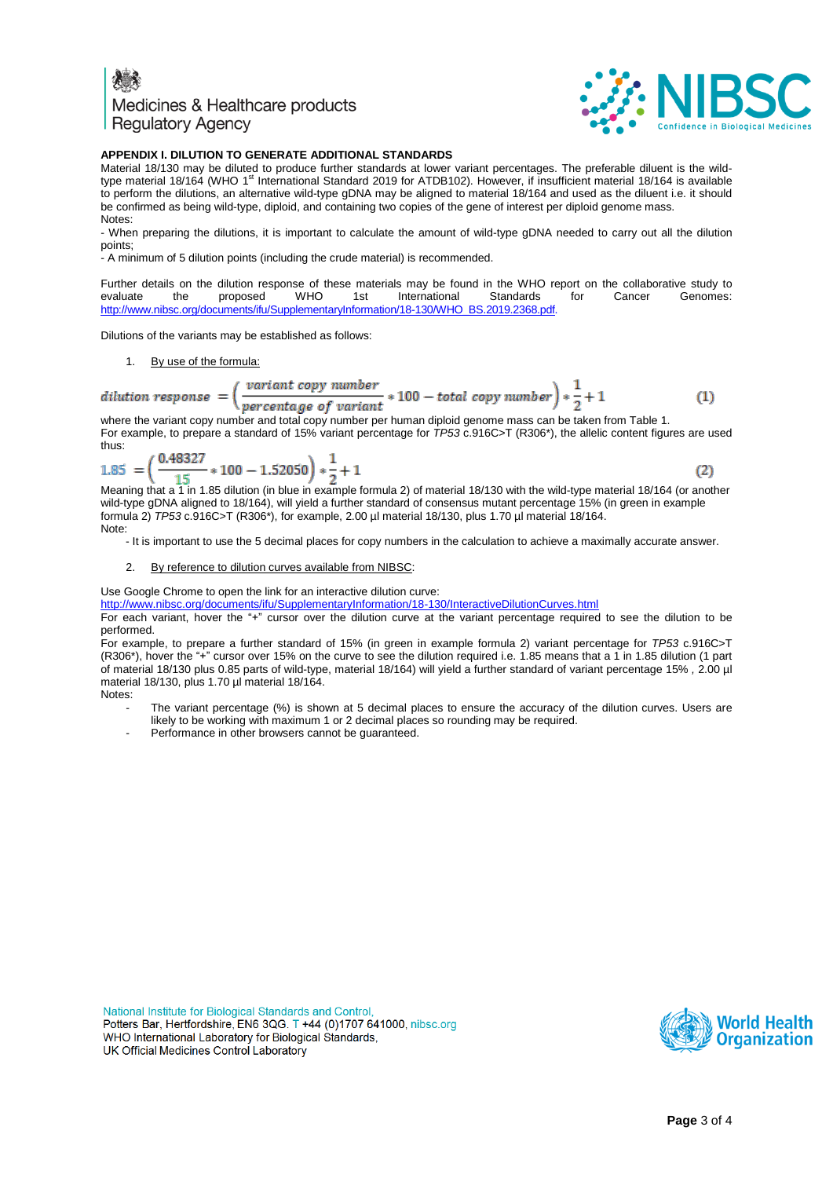## APPENDIX I. DILUTION TO GENERATE ADDITIONAL STANDARDS

Material 18/130 may be diluted to produce further standards at lower variant percentages. The preferable diluent is the wild-type material 18/164 (WHO 1st International Standard 2019 for ATDB102). However, if insufficient material 18/164 is available to perform the dilutions, an alternative wild-type gDNA may be aligned to material 18/164 and used as the diluent i.e. it should be confirmed as being wild-type, diploid, and containing two copies of the gene of interest per diploid genome mass.

Notes:

- When preparing the dilutions, it is important to calculate the amount of wild-type gDNA needed to carry out all the dilution points;
- A minimum of 5 dilution points (including the crude material) is recommended.

Further details on the dilution response of these materials may be found in the WHO report on the collaborative study to evaluate the proposed WHO 1st International Standards for Cancer Genomes: http://www.nibsc.org/documents/ifu/SupplementaryInformation/18-130/WHO_BS.2019.2368.pdf.

Dilutions of the variants may be established as follows:

1. By use of the formula:

$$\textit{dilution response} = \left(\frac{\textit{variant copy number}}{\textit{percentage of variant}} * 100 - \textit{total copy number}\right) * \frac{1}{2} + 1 \qquad (1)$$

where the variant copy number and total copy number per human diploid genome mass can be taken from Table 1.
For example, to prepare a standard of 15% variant percentage for *TP53* c.916C>T (R306*), the allelic content figures are used thus:

$$1.85 = \left(\frac{0.48327}{15} * 100 - 1.52050\right) * \frac{1}{2} + 1 \qquad (2)$$

Meaning that a 1 in 1.85 dilution (in blue in example formula 2) of material 18/130 with the wild-type material 18/164 (or another wild-type gDNA aligned to 18/164), will yield a further standard of consensus mutant percentage 15% (in green in example formula 2) *TP53* c.916C>T (R306*), for example, 2.00 µl material 18/130, plus 1.70 µl material 18/164.

Note:

- It is important to use the 5 decimal places for copy numbers in the calculation to achieve a maximally accurate answer.

2. By reference to dilution curves available from NIBSC:

Use Google Chrome to open the link for an interactive dilution curve:
http://www.nibsc.org/documents/ifu/SupplementaryInformation/18-130/InteractiveDilutionCurves.html
For each variant, hover the "+" cursor over the dilution curve at the variant percentage required to see the dilution to be performed.
For example, to prepare a further standard of 15% (in green in example formula 2) variant percentage for *TP53* c.916C>T (R306*), hover the "+" cursor over 15% on the curve to see the dilution required i.e. 1.85 means that a 1 in 1.85 dilution (1 part of material 18/130 plus 0.85 parts of wild-type, material 18/164) will yield a further standard of variant percentage 15% , 2.00 µl material 18/130, plus 1.70 µl material 18/164.

Notes:

- The variant percentage (%) is shown at 5 decimal places to ensure the accuracy of the dilution curves. Users are likely to be working with maximum 1 or 2 decimal places so rounding may be required.
- Performance in other browsers cannot be guaranteed.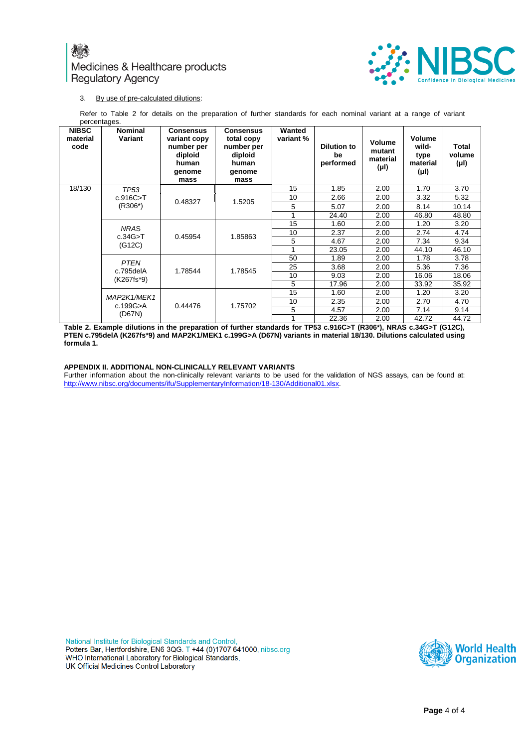3. By use of pre-calculated dilutions:

Refer to Table 2 for details on the preparation of further standards for each nominal variant at a range of variant percentages.

| NIBSC material code | Nominal Variant | Consensus variant copy number per diploid human genome mass | Consensus total copy number per diploid human genome mass | Wanted variant % | Dilution to be performed | Volume mutant material (µl) | Volume wild-type material (µl) | Total volume (µl) |
|---|---|---|---|---|---|---|---|---|
| 18/130 | *TP53* c.916C>T (R306*) | 0.48327 | 1.5205 | 15 | 1.85 | 2.00 | 1.70 | 3.70 |
| | | | | 10 | 2.66 | 2.00 | 3.32 | 5.32 |
| | | | | 5 | 5.07 | 2.00 | 8.14 | 10.14 |
| | | | | 1 | 24.40 | 2.00 | 46.80 | 48.80 |
| | *NRAS* c.34G>T (G12C) | 0.45954 | 1.85863 | 15 | 1.60 | 2.00 | 1.20 | 3.20 |
| | | | | 10 | 2.37 | 2.00 | 2.74 | 4.74 |
| | | | | 5 | 4.67 | 2.00 | 7.34 | 9.34 |
| | | | | 1 | 23.05 | 2.00 | 44.10 | 46.10 |
| | *PTEN* c.795delA (K267fs*9) | 1.78544 | 1.78545 | 50 | 1.89 | 2.00 | 1.78 | 3.78 |
| | | | | 25 | 3.68 | 2.00 | 5.36 | 7.36 |
| | | | | 10 | 9.03 | 2.00 | 16.06 | 18.06 |
| | | | | 5 | 17.96 | 2.00 | 33.92 | 35.92 |
| | *MAP2K1/MEK1* c.199G>A (D67N) | 0.44476 | 1.75702 | 15 | 1.60 | 2.00 | 1.20 | 3.20 |
| | | | | 10 | 2.35 | 2.00 | 2.70 | 4.70 |
| | | | | 5 | 4.57 | 2.00 | 7.14 | 9.14 |
| | | | | 1 | 22.36 | 2.00 | 42.72 | 44.72 |

**Table 2. Example dilutions in the preparation of further standards for TP53 c.916C>T (R306*), NRAS c.34G>T (G12C), PTEN c.795delA (K267fs*9) and MAP2K1/MEK1 c.199G>A (D67N) variants in material 18/130. Dilutions calculated using formula 1.**

**APPENDIX II. ADDITIONAL NON-CLINICALLY RELEVANT VARIANTS**

Further information about the non-clinically relevant variants to be used for the validation of NGS assays, can be found at: http://www.nibsc.org/documents/ifu/SupplementaryInformation/18-130/Additional01.xlsx.

National Institute for Biological Standards and Control,
Potters Bar, Hertfordshire, EN6 3QG. T +44 (0)1707 641000, nibsc.org
WHO International Laboratory for Biological Standards,
UK Official Medicines Control Laboratory